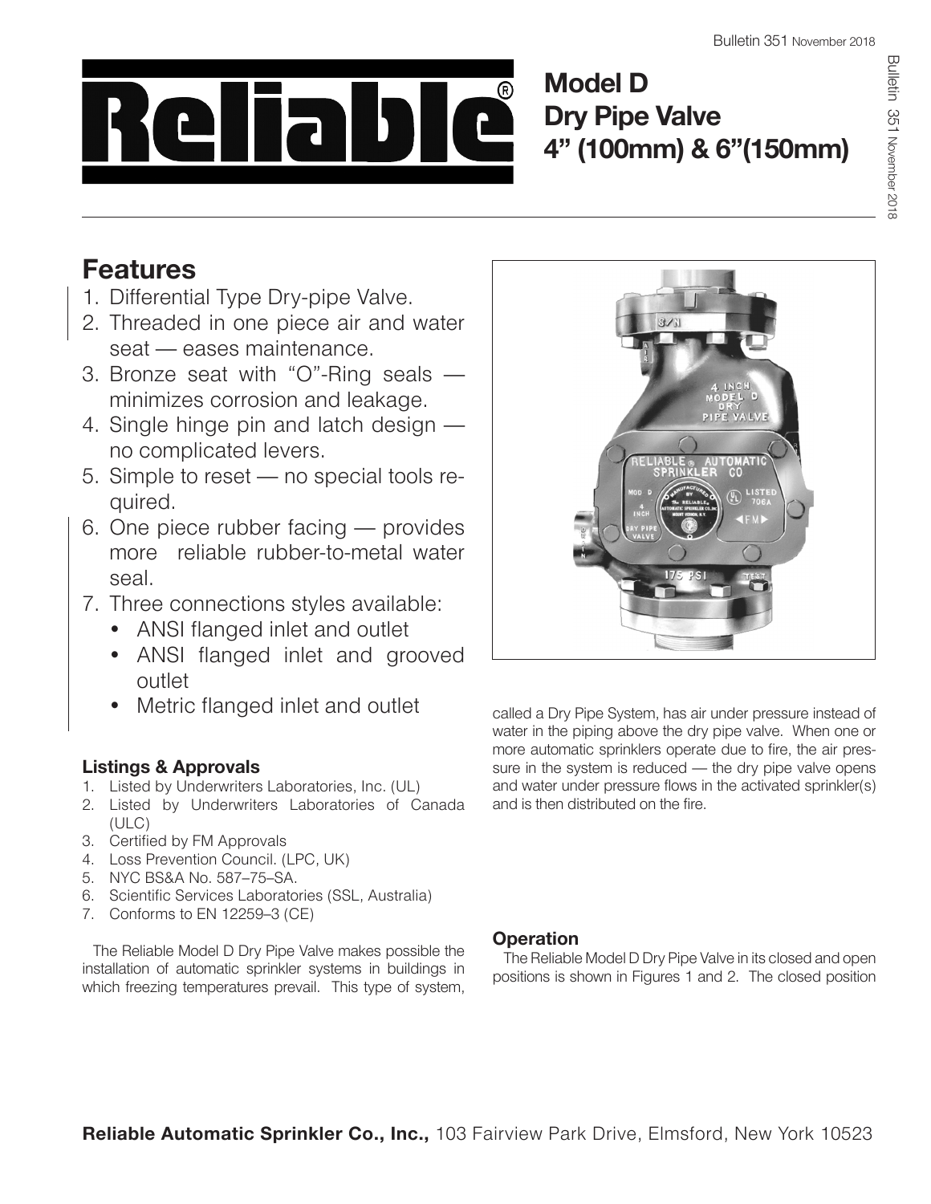# Model D Dry Pipe Valve 4" (100mm) & 6"(150mm)

## Features

1. Differential Type Dry-pipe Valve.
2. Threaded in one piece air and water seat — eases maintenance.
3. Bronze seat with "O"-Ring seals — minimizes corrosion and leakage.
4. Single hinge pin and latch design — no complicated levers.
5. Simple to reset — no special tools required.
6. One piece rubber facing — provides more reliable rubber-to-metal water seal.
7. Three connections styles available:
   - ANSI flanged inlet and outlet
   - ANSI flanged inlet and grooved outlet
   - Metric flanged inlet and outlet

### Listings & Approvals

1. Listed by Underwriters Laboratories, Inc. (UL)
2. Listed by Underwriters Laboratories of Canada (ULC)
3. Certified by FM Approvals
4. Loss Prevention Council. (LPC, UK)
5. NYC BS&A No. 587–75–SA.
6. Scientific Services Laboratories (SSL, Australia)
7. Conforms to EN 12259–3 (CE)

The Reliable Model D Dry Pipe Valve makes possible the installation of automatic sprinkler systems in buildings in which freezing temperatures prevail. This type of system, called a Dry Pipe System, has air under pressure instead of water in the piping above the dry pipe valve. When one or more automatic sprinklers operate due to fire, the air pressure in the system is reduced — the dry pipe valve opens and water under pressure flows in the activated sprinkler(s) and is then distributed on the fire.

### Operation

The Reliable Model D Dry Pipe Valve in its closed and open positions is shown in Figures 1 and 2. The closed position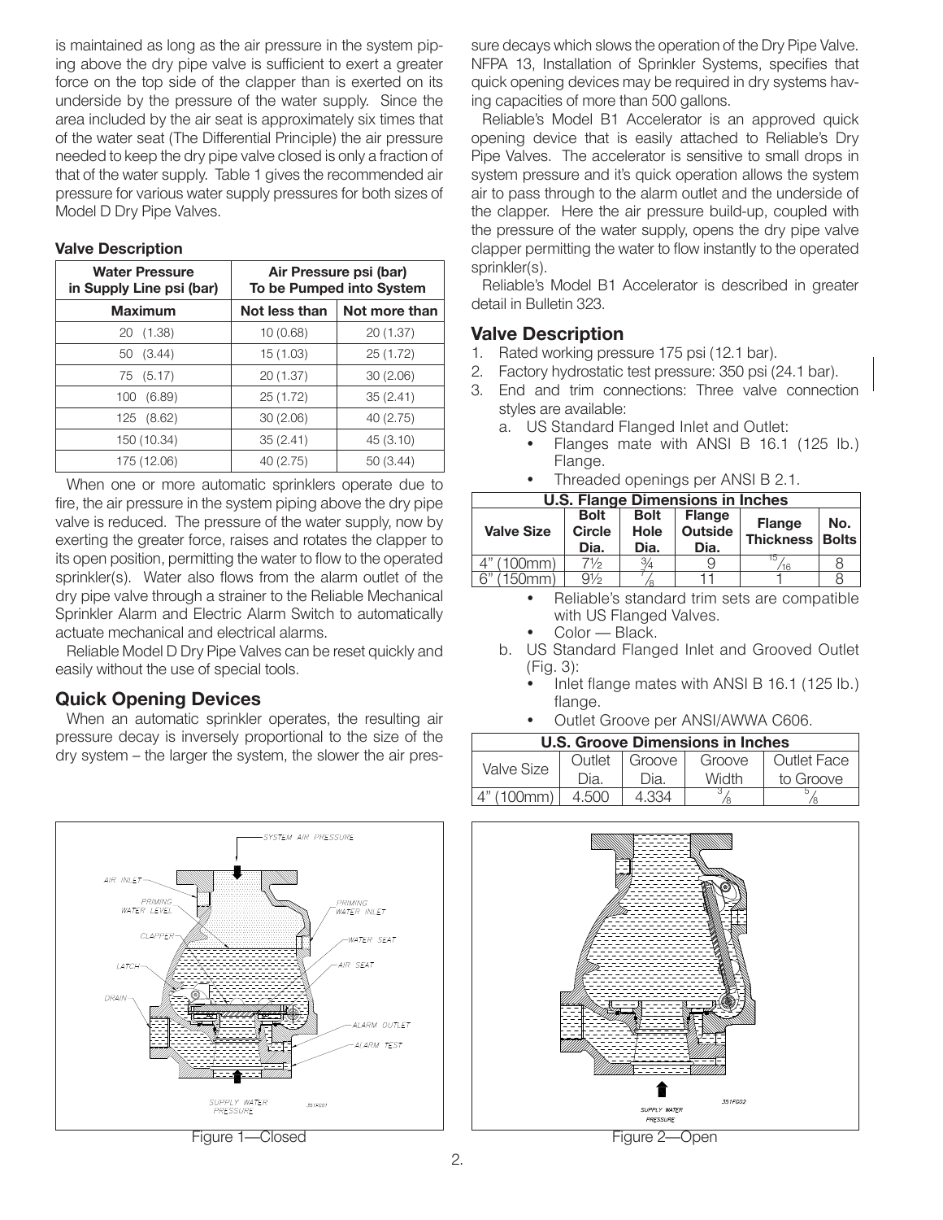is maintained as long as the air pressure in the system piping above the dry pipe valve is sufficient to exert a greater force on the top side of the clapper than is exerted on its underside by the pressure of the water supply. Since the area included by the air seat is approximately six times that of the water seat (The Differential Principle) the air pressure needed to keep the dry pipe valve closed is only a fraction of that of the water supply. Table 1 gives the recommended air pressure for various water supply pressures for both sizes of Model D Dry Pipe Valves.

**Valve Description**

| Water Pressure in Supply Line psi (bar) | Air Pressure psi (bar) To be Pumped into System | |
|---|---|---|
| **Maximum** | **Not less than** | **Not more than** |
| 20 (1.38) | 10 (0.68) | 20 (1.37) |
| 50 (3.44) | 15 (1.03) | 25 (1.72) |
| 75 (5.17) | 20 (1.37) | 30 (2.06) |
| 100 (6.89) | 25 (1.72) | 35 (2.41) |
| 125 (8.62) | 30 (2.06) | 40 (2.75) |
| 150 (10.34) | 35 (2.41) | 45 (3.10) |
| 175 (12.06) | 40 (2.75) | 50 (3.44) |

When one or more automatic sprinklers operate due to fire, the air pressure in the system piping above the dry pipe valve is reduced. The pressure of the water supply, now by exerting the greater force, raises and rotates the clapper to its open position, permitting the water to flow to the operated sprinkler(s). Water also flows from the alarm outlet of the dry pipe valve through a strainer to the Reliable Mechanical Sprinkler Alarm and Electric Alarm Switch to automatically actuate mechanical and electrical alarms.

Reliable Model D Dry Pipe Valves can be reset quickly and easily without the use of special tools.

## Quick Opening Devices

When an automatic sprinkler operates, the resulting air pressure decay is inversely proportional to the size of the dry system – the larger the system, the slower the air pressure decays which slows the operation of the Dry Pipe Valve. NFPA 13, Installation of Sprinkler Systems, specifies that quick opening devices may be required in dry systems having capacities of more than 500 gallons.

Reliable's Model B1 Accelerator is an approved quick opening device that is easily attached to Reliable's Dry Pipe Valves. The accelerator is sensitive to small drops in system pressure and it's quick operation allows the system air to pass through to the alarm outlet and the underside of the clapper. Here the air pressure build-up, coupled with the pressure of the water supply, opens the dry pipe valve clapper permitting the water to flow instantly to the operated sprinkler(s).

Reliable's Model B1 Accelerator is described in greater detail in Bulletin 323.

## Valve Description

1. Rated working pressure 175 psi (12.1 bar).
2. Factory hydrostatic test pressure: 350 psi (24.1 bar).
3. End and trim connections: Three valve connection styles are available:
   a. US Standard Flanged Inlet and Outlet:
      - Flanges mate with ANSI B 16.1 (125 lb.) Flange.
      - Threaded openings per ANSI B 2.1.

| U.S. Flange Dimensions in Inches | | | | | |
|---|---|---|---|---|---|
| **Valve Size** | **Bolt Circle Dia.** | **Bolt Hole Dia.** | **Flange Outside Dia.** | **Flange Thickness** | **No. Bolts** |
| 4" (100mm) | 7½ | ¾ | 9 | 15/16 | 8 |
| 6" (150mm) | 9½ | 7/8 | 11 | 1 | 8 |

      - Reliable's standard trim sets are compatible with US Flanged Valves.
      - Color — Black.

   b. US Standard Flanged Inlet and Grooved Outlet (Fig. 3):
      - Inlet flange mates with ANSI B 16.1 (125 lb.) flange.
      - Outlet Groove per ANSI/AWWA C606.

| U.S. Groove Dimensions in Inches | | | | |
|---|---|---|---|---|
| Valve Size | Outlet Dia. | Groove Dia. | Groove Width | Outlet Face to Groove |
| 4" (100mm) | 4.500 | 4.334 | 3/8 | 5/8 |

Figure 1—Closed

Figure 2—Open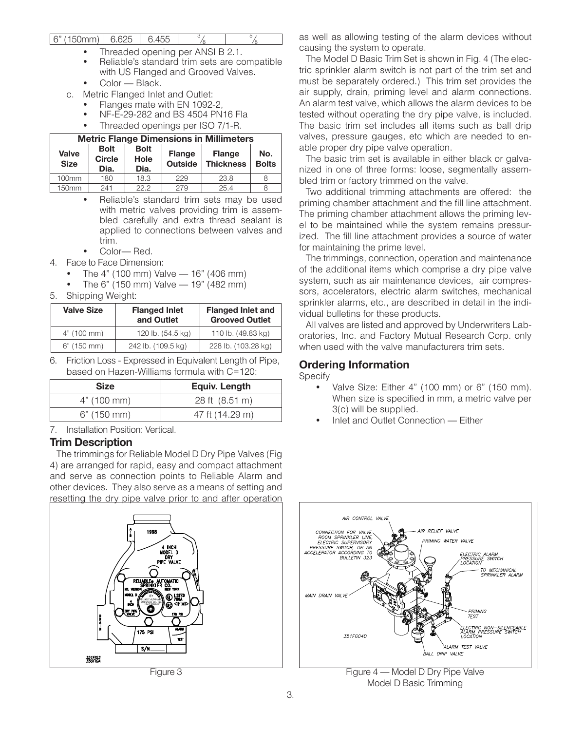| 6" (150mm) | 6.625 | 6.455 | 3/8 | 5/8 |
|---|---|---|---|---|

- Threaded opening per ANSI B 2.1.
- Reliable's standard trim sets are compatible with US Flanged and Grooved Valves.
- Color — Black.

c. Metric Flanged Inlet and Outlet:

- Flanges mate with EN 1092-2,
- NF-E-29-282 and BS 4504 PN16 Fla
- Threaded openings per ISO 7/1-R.

| Metric Flange Dimensions in Millimeters | | | | | |
|---|---|---|---|---|---|
| Valve Size | Bolt Circle Dia. | Bolt Hole Dia. | Flange Outside | Flange Thickness | No. Bolts |
| 100mm | 180 | 18.3 | 229 | 23.8 | 8 |
| 150mm | 241 | 22.2 | 279 | 25.4 | 8 |

- Reliable's standard trim sets may be used with metric valves providing trim is assembled carefully and extra thread sealant is applied to connections between valves and trim.
- Color— Red.

4. Face to Face Dimension:
   - The 4" (100 mm) Valve — 16" (406 mm)
   - The 6" (150 mm) Valve — 19" (482 mm)
5. Shipping Weight:

| Valve Size | Flanged Inlet and Outlet | Flanged Inlet and Grooved Outlet |
|---|---|---|
| 4" (100 mm) | 120 lb. (54.5 kg) | 110 lb. (49.83 kg) |
| 6" (150 mm) | 242 lb. (109.5 kg) | 228 lb. (103.28 kg) |

6. Friction Loss - Expressed in Equivalent Length of Pipe, based on Hazen-Williams formula with C=120:

| Size | Equiv. Length |
|---|---|
| 4" (100 mm) | 28 ft (8.51 m) |
| 6" (150 mm) | 47 ft (14.29 m) |

7. Installation Position: Vertical.

## Trim Description

The trimmings for Reliable Model D Dry Pipe Valves (Fig 4) are arranged for rapid, easy and compact attachment and serve as connection points to Reliable Alarm and other devices. They also serve as a means of setting and resetting the dry pipe valve prior to and after operation as well as allowing testing of the alarm devices without causing the system to operate.

The Model D Basic Trim Set is shown in Fig. 4 (The electric sprinkler alarm switch is not part of the trim set and must be separately ordered.) This trim set provides the air supply, drain, priming level and alarm connections. An alarm test valve, which allows the alarm devices to be tested without operating the dry pipe valve, is included. The basic trim set includes all items such as ball drip valves, pressure gauges, etc which are needed to enable proper dry pipe valve operation.

The basic trim set is available in either black or galvanized in one of three forms: loose, segmentally assembled trim or factory trimmed on the valve.

Two additional trimming attachments are offered: the priming chamber attachment and the fill line attachment. The priming chamber attachment allows the priming level to be maintained while the system remains pressurized. The fill line attachment provides a source of water for maintaining the prime level.

The trimmings, connection, operation and maintenance of the additional items which comprise a dry pipe valve system, such as air maintenance devices, air compressors, accelerators, electric alarm switches, mechanical sprinkler alarms, etc., are described in detail in the individual bulletins for these products.

All valves are listed and approved by Underwriters Laboratories, Inc. and Factory Mutual Research Corp. only when used with the valve manufacturers trim sets.

## Ordering Information

Specify

- Valve Size: Either 4" (100 mm) or 6" (150 mm). When size is specified in mm, a metric valve per 3(c) will be supplied.
- Inlet and Outlet Connection — Either

Figure 3

Figure 4 — Model D Dry Pipe Valve Model D Basic Trimming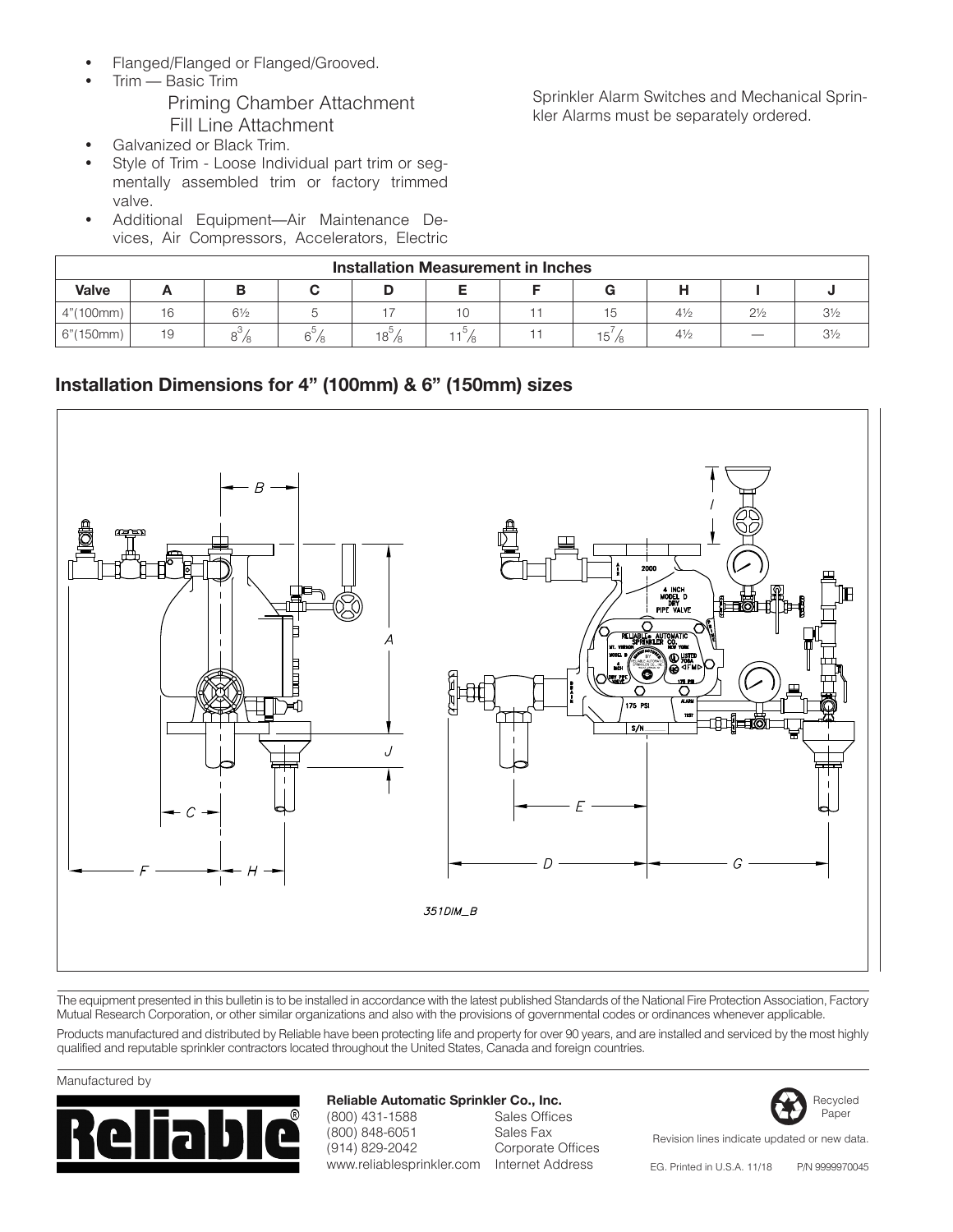- Flanged/Flanged or Flanged/Grooved.
- Trim — Basic Trim
  Priming Chamber Attachment
  Fill Line Attachment
- Galvanized or Black Trim.
- Style of Trim - Loose Individual part trim or segmentally assembled trim or factory trimmed valve.
- Additional Equipment—Air Maintenance Devices, Air Compressors, Accelerators, Electric Sprinkler Alarm Switches and Mechanical Sprinkler Alarms must be separately ordered.

| Installation Measurement in Inches | | | | | | | | | | |
|---|---|---|---|---|---|---|---|---|---|---|
| Valve | A | B | C | D | E | F | G | H | I | J |
| 4"(100mm) | 16 | 6½ | 5 | 17 | 10 | 11 | 15 | 4½ | 2½ | 3½ |
| 6"(150mm) | 19 | 8 3/8 | 6 5/8 | 18 5/8 | 11 5/8 | 11 | 15 7/8 | 4½ | — | 3½ |

## Installation Dimensions for 4" (100mm) & 6" (150mm) sizes

351DIM_B

The equipment presented in this bulletin is to be installed in accordance with the latest published Standards of the National Fire Protection Association, Factory Mutual Research Corporation, or other similar organizations and also with the provisions of governmental codes or ordinances whenever applicable.

Products manufactured and distributed by Reliable have been protecting life and property for over 90 years, and are installed and serviced by the most highly qualified and reputable sprinkler contractors located throughout the United States, Canada and foreign countries.

Manufactured by

Reliable®

**Reliable Automatic Sprinkler Co., Inc.**

(800) 431-1588 Sales Offices
(800) 848-6051 Sales Fax
(914) 829-2042 Corporate Offices
www.reliablesprinkler.com Internet Address

Recycled Paper

Revision lines indicate updated or new data.

EG. Printed in U.S.A. 11/18 P/N 9999970045